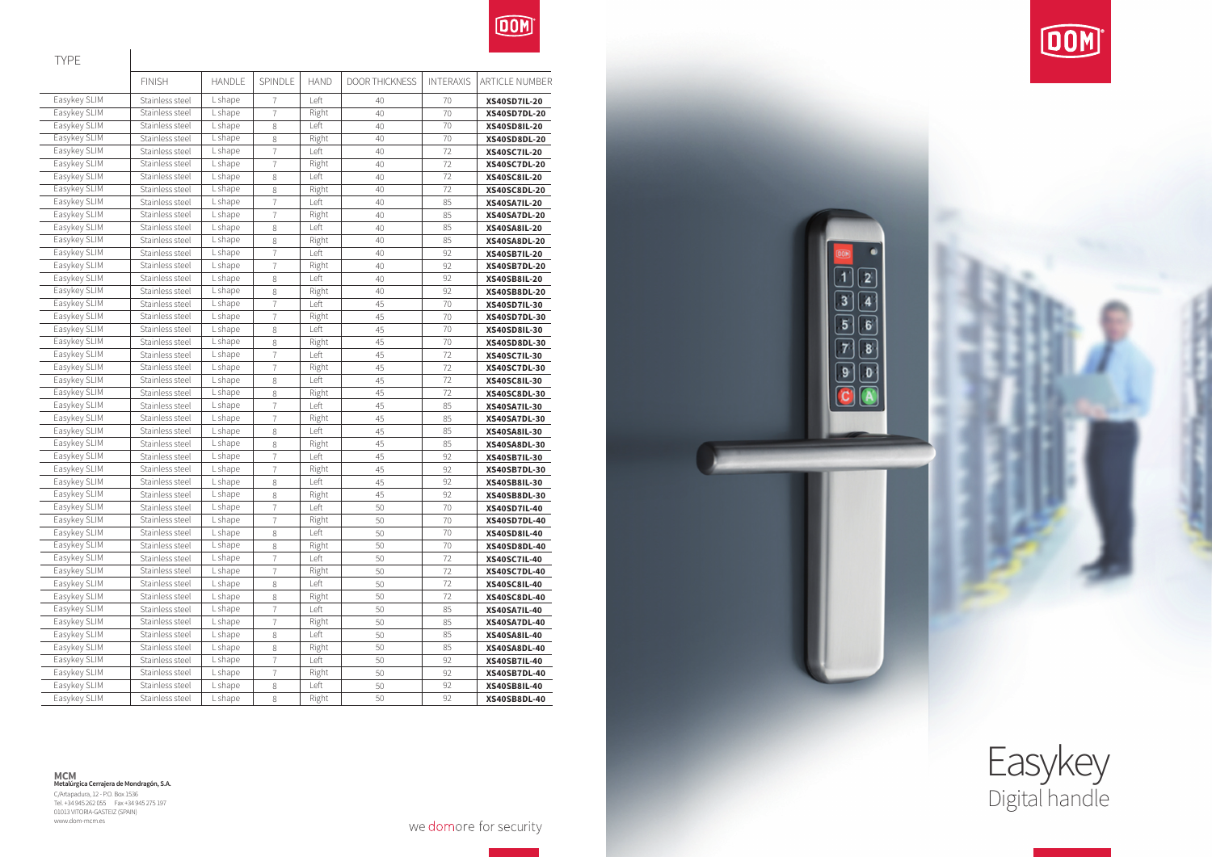| TYPE | FINISH | HANDLE | SPINDLE | HAND | DOOR THICKNESS | INTERAXIS | ARTICLE NUMBER |
|---|---|---|---|---|---|---|---|
| Easykey SLIM | Stainless steel | L shape | 7 | Left | 40 | 70 | **XS40SD7IL-20** |
| Easykey SLIM | Stainless steel | L shape | 7 | Right | 40 | 70 | **XS40SD7DL-20** |
| Easykey SLIM | Stainless steel | L shape | 8 | Left | 40 | 70 | **XS40SD8IL-20** |
| Easykey SLIM | Stainless steel | L shape | 8 | Right | 40 | 70 | **XS40SD8DL-20** |
| Easykey SLIM | Stainless steel | L shape | 7 | Left | 40 | 72 | **XS40SC7IL-20** |
| Easykey SLIM | Stainless steel | L shape | 7 | Right | 40 | 72 | **XS40SC7DL-20** |
| Easykey SLIM | Stainless steel | L shape | 8 | Left | 40 | 72 | **XS40SC8IL-20** |
| Easykey SLIM | Stainless steel | L shape | 8 | Right | 40 | 72 | **XS40SC8DL-20** |
| Easykey SLIM | Stainless steel | L shape | 7 | Left | 40 | 85 | **XS40SA7IL-20** |
| Easykey SLIM | Stainless steel | L shape | 7 | Right | 40 | 85 | **XS40SA7DL-20** |
| Easykey SLIM | Stainless steel | L shape | 8 | Left | 40 | 85 | **XS40SA8IL-20** |
| Easykey SLIM | Stainless steel | L shape | 8 | Right | 40 | 85 | **XS40SA8DL-20** |
| Easykey SLIM | Stainless steel | L shape | 7 | Left | 40 | 92 | **XS40SB7IL-20** |
| Easykey SLIM | Stainless steel | L shape | 7 | Right | 40 | 92 | **XS40SB7DL-20** |
| Easykey SLIM | Stainless steel | L shape | 8 | Left | 40 | 92 | **XS40SB8IL-20** |
| Easykey SLIM | Stainless steel | L shape | 8 | Right | 40 | 92 | **XS40SB8DL-20** |
| Easykey SLIM | Stainless steel | L shape | 7 | Left | 45 | 70 | **XS40SD7IL-30** |
| Easykey SLIM | Stainless steel | L shape | 7 | Right | 45 | 70 | **XS40SD7DL-30** |
| Easykey SLIM | Stainless steel | L shape | 8 | Left | 45 | 70 | **XS40SD8IL-30** |
| Easykey SLIM | Stainless steel | L shape | 8 | Right | 45 | 70 | **XS40SD8DL-30** |
| Easykey SLIM | Stainless steel | L shape | 7 | Left | 45 | 72 | **XS40SC7IL-30** |
| Easykey SLIM | Stainless steel | L shape | 7 | Right | 45 | 72 | **XS40SC7DL-30** |
| Easykey SLIM | Stainless steel | L shape | 8 | Left | 45 | 72 | **XS40SC8IL-30** |
| Easykey SLIM | Stainless steel | L shape | 8 | Right | 45 | 72 | **XS40SC8DL-30** |
| Easykey SLIM | Stainless steel | L shape | 7 | Left | 45 | 85 | **XS40SA7IL-30** |
| Easykey SLIM | Stainless steel | L shape | 7 | Right | 45 | 85 | **XS40SA7DL-30** |
| Easykey SLIM | Stainless steel | L shape | 8 | Left | 45 | 85 | **XS40SA8IL-30** |
| Easykey SLIM | Stainless steel | L shape | 8 | Right | 45 | 85 | **XS40SA8DL-30** |
| Easykey SLIM | Stainless steel | L shape | 7 | Left | 45 | 92 | **XS40SB7IL-30** |
| Easykey SLIM | Stainless steel | L shape | 7 | Right | 45 | 92 | **XS40SB7DL-30** |
| Easykey SLIM | Stainless steel | L shape | 8 | Left | 45 | 92 | **XS40SB8IL-30** |
| Easykey SLIM | Stainless steel | L shape | 8 | Right | 45 | 92 | **XS40SB8DL-30** |
| Easykey SLIM | Stainless steel | L shape | 7 | Left | 50 | 70 | **XS40SD7IL-40** |
| Easykey SLIM | Stainless steel | L shape | 7 | Right | 50 | 70 | **XS40SD7DL-40** |
| Easykey SLIM | Stainless steel | L shape | 8 | Left | 50 | 70 | **XS40SD8IL-40** |
| Easykey SLIM | Stainless steel | L shape | 8 | Right | 50 | 70 | **XS40SD8DL-40** |
| Easykey SLIM | Stainless steel | L shape | 7 | Left | 50 | 72 | **XS40SC7IL-40** |
| Easykey SLIM | Stainless steel | L shape | 7 | Right | 50 | 72 | **XS40SC7DL-40** |
| Easykey SLIM | Stainless steel | L shape | 8 | Left | 50 | 72 | **XS40SC8IL-40** |
| Easykey SLIM | Stainless steel | L shape | 8 | Right | 50 | 72 | **XS40SC8DL-40** |
| Easykey SLIM | Stainless steel | L shape | 7 | Left | 50 | 85 | **XS40SA7IL-40** |
| Easykey SLIM | Stainless steel | L shape | 7 | Right | 50 | 85 | **XS40SA7DL-40** |
| Easykey SLIM | Stainless steel | L shape | 8 | Left | 50 | 85 | **XS40SA8IL-40** |
| Easykey SLIM | Stainless steel | L shape | 8 | Right | 50 | 85 | **XS40SA8DL-40** |
| Easykey SLIM | Stainless steel | L shape | 7 | Left | 50 | 92 | **XS40SB7IL-40** |
| Easykey SLIM | Stainless steel | L shape | 7 | Right | 50 | 92 | **XS40SB7DL-40** |
| Easykey SLIM | Stainless steel | L shape | 8 | Left | 50 | 92 | **XS40SB8IL-40** |
| Easykey SLIM | Stainless steel | L shape | 8 | Right | 50 | 92 | **XS40SB8DL-40** |

**MCM**
**Metalúrgica Cerrajera de Mondragón, S.A.**
C/Artapadura, 12 - P.O. Box 1536
Tel. +34 945 262 055 Fax +34 945 275 197
01013 VITORIA-GASTEIZ (SPAIN)
www.dom-mcm.es

we domore for security

# Easykey
## Digital handle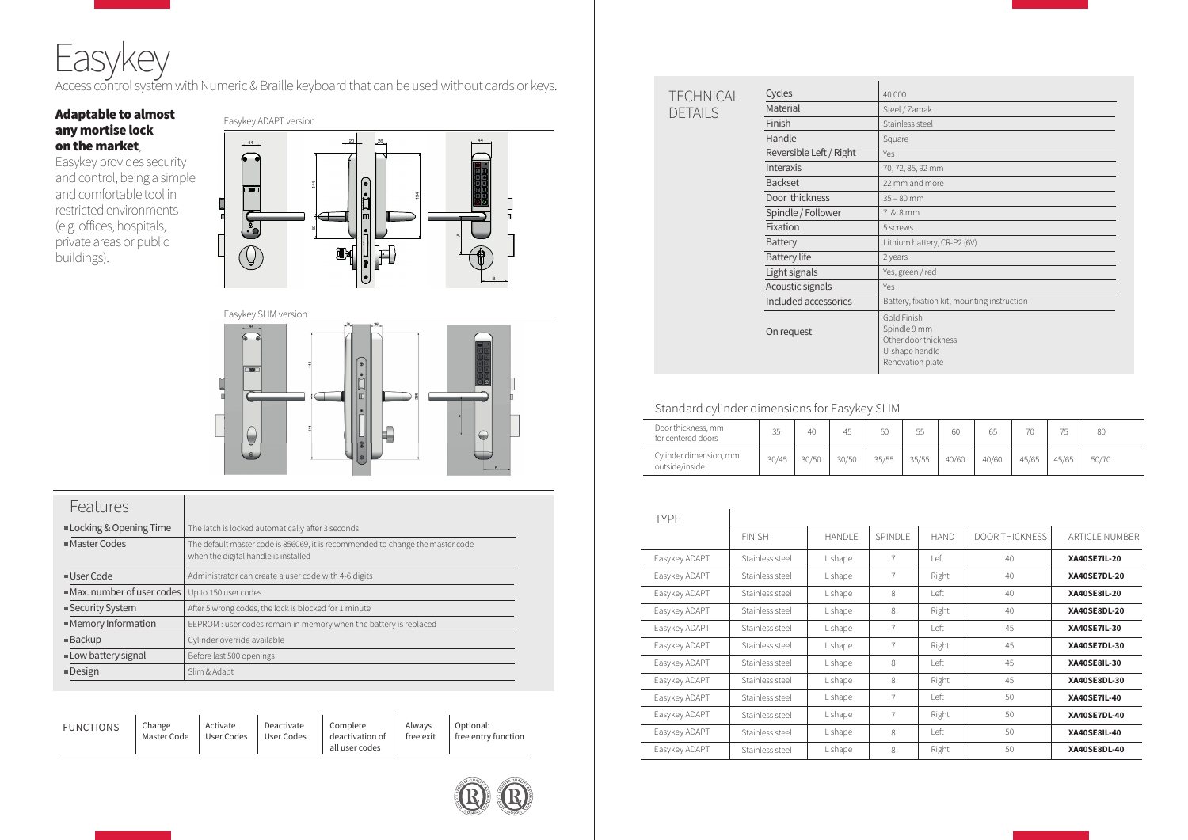# Easykey

Access control system with Numeric & Braille keyboard that can be used without cards or keys.

**Adaptable to almost any mortise lock on the market**, Easykey provides security and control, being a simple and comfortable tool in restricted environments (e.g. offices, hospitals, private areas or public buildings).

Easykey ADAPT version

Easykey SLIM version

## Features

| | |
|---|---|
| Locking & Opening Time | The latch is locked automatically after 3 seconds |
| Master Codes | The default master code is 856069, it is recommended to change the master code when the digital handle is installed |
| User Code | Administrator can create a user code with 4-6 digits |
| Max. number of user codes | Up to 150 user codes |
| Security System | After 5 wrong codes, the lock is blocked for 1 minute |
| Memory Information | EEPROM : user codes remain in memory when the battery is replaced |
| Backup | Cylinder override available |
| Low battery signal | Before last 500 openings |
| Design | Slim & Adapt |

| FUNCTIONS | Change Master Code | Activate User Codes | Deactivate User Codes | Complete deactivation of all user codes | Always free exit | Optional: free entry function |
|---|---|---|---|---|---|---|

## TECHNICAL DETAILS

| | |
|---|---|
| Cycles | 40.000 |
| Material | Steel / Zamak |
| Finish | Stainless steel |
| Handle | Square |
| Reversible Left / Right | Yes |
| Interaxis | 70, 72, 85, 92 mm |
| Backset | 22 mm and more |
| Door thickness | 35 – 80 mm |
| Spindle / Follower | 7 & 8 mm |
| Fixation | 5 screws |
| Battery | Lithium battery, CR-P2 (6V) |
| Battery life | 2 years |
| Light signals | Yes, green / red |
| Acoustic signals | Yes |
| Included accessories | Battery, fixation kit, mounting instruction |
| On request | Gold Finish<br>Spindle 9 mm<br>Other door thickness<br>U-shape handle<br>Renovation plate |

## Standard cylinder dimensions for Easykey SLIM

| Door thickness, mm for centered doors | 35 | 40 | 45 | 50 | 55 | 60 | 65 | 70 | 75 | 80 |
|---|---|---|---|---|---|---|---|---|---|---|
| Cylinder dimension, mm outside/inside | 30/45 | 30/50 | 30/50 | 35/55 | 35/55 | 40/60 | 40/60 | 45/65 | 45/65 | 50/70 |

## TYPE

| | FINISH | HANDLE | SPINDLE | HAND | DOOR THICKNESS | ARTICLE NUMBER |
|---|---|---|---|---|---|---|
| Easykey ADAPT | Stainless steel | L shape | 7 | Left | 40 | **XA40SE7IL-20** |
| Easykey ADAPT | Stainless steel | L shape | 7 | Right | 40 | **XA40SE7DL-20** |
| Easykey ADAPT | Stainless steel | L shape | 8 | Left | 40 | **XA40SE8IL-20** |
| Easykey ADAPT | Stainless steel | L shape | 8 | Right | 40 | **XA40SE8DL-20** |
| Easykey ADAPT | Stainless steel | L shape | 7 | Left | 45 | **XA40SE7IL-30** |
| Easykey ADAPT | Stainless steel | L shape | 7 | Right | 45 | **XA40SE7DL-30** |
| Easykey ADAPT | Stainless steel | L shape | 8 | Left | 45 | **XA40SE8IL-30** |
| Easykey ADAPT | Stainless steel | L shape | 8 | Right | 45 | **XA40SE8DL-30** |
| Easykey ADAPT | Stainless steel | L shape | 7 | Left | 50 | **XA40SE7IL-40** |
| Easykey ADAPT | Stainless steel | L shape | 7 | Right | 50 | **XA40SE7DL-40** |
| Easykey ADAPT | Stainless steel | L shape | 8 | Left | 50 | **XA40SE8IL-40** |
| Easykey ADAPT | Stainless steel | L shape | 8 | Right | 50 | **XA40SE8DL-40** |